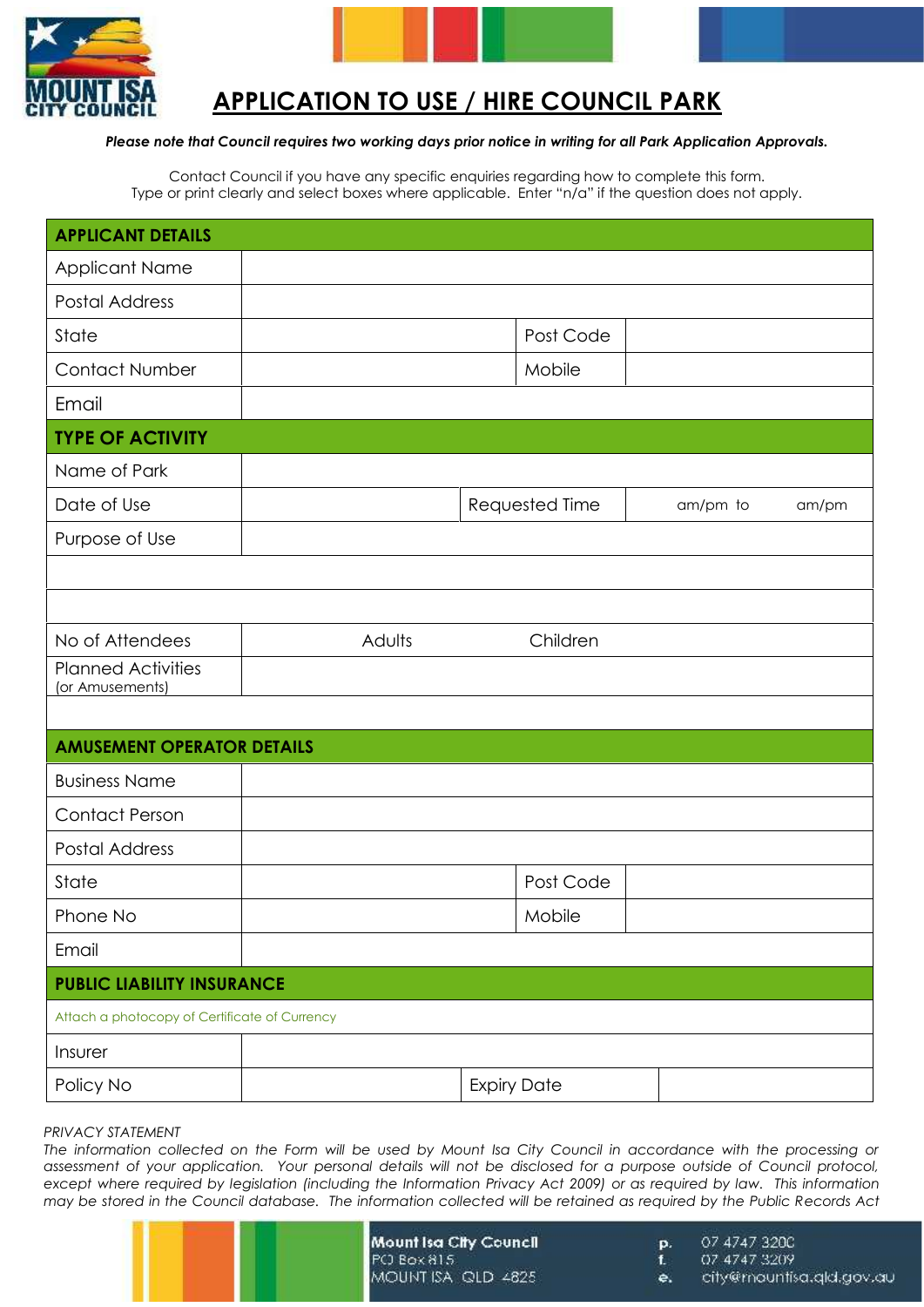MOUNT ISA CITY COUNCIL

# APPLICATION TO USE / HIRE COUNCIL PARK

***Please note that Council requires two working days prior notice in writing for all Park Application Approvals.***

Contact Council if you have any specific enquiries regarding how to complete this form.
Type or print clearly and select boxes where applicable. Enter "n/a" if the question does not apply.

| **APPLICANT DETAILS** | | | |
|---|---|---|---|
| Applicant Name | | | |
| Postal Address | | | |
| State | | Post Code | |
| Contact Number | | Mobile | |
| Email | | | |
| **TYPE OF ACTIVITY** | | | |
| Name of Park | | | |
| Date of Use | | Requested Time | am/pm to am/pm |
| Purpose of Use | | | |
| | | | |
| | | | |
| No of Attendees | Adults | Children | |
| Planned Activities (or Amusements) | | | |
| | | | |
| **AMUSEMENT OPERATOR DETAILS** | | | |
| Business Name | | | |
| Contact Person | | | |
| Postal Address | | | |
| State | | Post Code | |
| Phone No | | Mobile | |
| Email | | | |
| **PUBLIC LIABILITY INSURANCE** | | | |
| Attach a photocopy of Certificate of Currency | | | |
| Insurer | | | |
| Policy No | | Expiry Date | |

*PRIVACY STATEMENT*
*The information collected on the Form will be used by Mount Isa City Council in accordance with the processing or assessment of your application. Your personal details will not be disclosed for a purpose outside of Council protocol, except where required by legislation (including the Information Privacy Act 2009) or as required by law. This information may be stored in the Council database. The information collected will be retained as required by the Public Records Act*

**Mount Isa City Council**
PO Box 815
MOUNT ISA QLD 4825

p. 07 4747 3200
f. 07 4747 3209
e. city@mountisa.qld.gov.au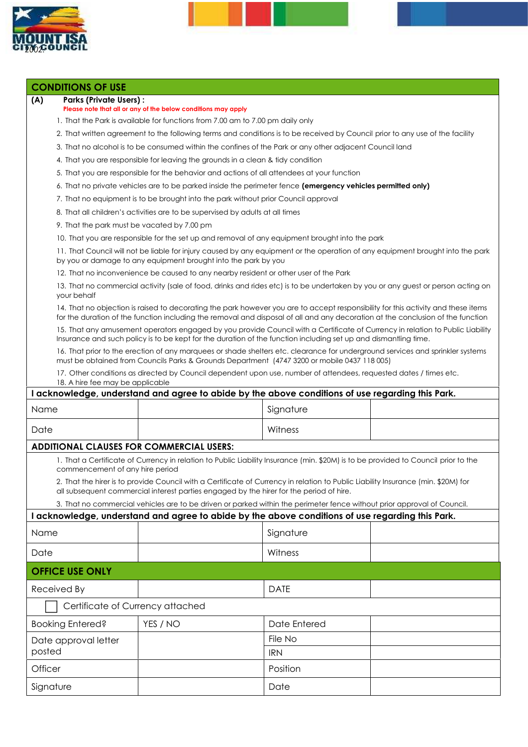## CONDITIONS OF USE

**(A) Parks (Private Users) :**

**Please note that all or any of the below conditions may apply**

1. That the Park is available for functions from 7.00 am to 7.00 pm daily only
2. That written agreement to the following terms and conditions is to be received by Council prior to any use of the facility
3. That no alcohol is to be consumed within the confines of the Park or any other adjacent Council land
4. That you are responsible for leaving the grounds in a clean & tidy condition
5. That you are responsible for the behavior and actions of all attendees at your function
6. That no private vehicles are to be parked inside the perimeter fence **(emergency vehicles permitted only)**
7. That no equipment is to be brought into the park without prior Council approval
8. That all children's activities are to be supervised by adults at all times
9. That the park must be vacated by 7.00 pm
10. That you are responsible for the set up and removal of any equipment brought into the park
11. That Council will not be liable for injury caused by any equipment or the operation of any equipment brought into the park by you or damage to any equipment brought into the park by you
12. That no inconvenience be caused to any nearby resident or other user of the Park
13. That no commercial activity (sale of food, drinks and rides etc) is to be undertaken by you or any guest or person acting on your behalf
14. That no objection is raised to decorating the park however you are to accept responsibility for this activity and these items for the duration of the function including the removal and disposal of all and any decoration at the conclusion of the function
15. That any amusement operators engaged by you provide Council with a Certificate of Currency in relation to Public Liability Insurance and such policy is to be kept for the duration of the function including set up and dismantling time.
16. That prior to the erection of any marquees or shade shelters etc. clearance for underground services and sprinkler systems must be obtained from Councils Parks & Grounds Department (4747 3200 or mobile 0437 118 005)
17. Other conditions as directed by Council dependent upon use, number of attendees, requested dates / times etc.
18. A hire fee may be applicable

**I acknowledge, understand and agree to abide by the above conditions of use regarding this Park.**

| | | | |
|---|---|---|---|
| Name | | Signature | |
| Date | | Witness | |

**ADDITIONAL CLAUSES FOR COMMERCIAL USERS:**

1. That a Certificate of Currency in relation to Public Liability Insurance (min. $20M) is to be provided to Council prior to the commencement of any hire period
2. That the hirer is to provide Council with a Certificate of Currency in relation to Public Liability Insurance (min. $20M) for all subsequent commercial interest parties engaged by the hirer for the period of hire.
3. That no commercial vehicles are to be driven or parked within the perimeter fence without prior approval of Council.

**I acknowledge, understand and agree to abide by the above conditions of use regarding this Park.**

| | | | |
|---|---|---|---|
| Name | | Signature | |
| Date | | Witness | |

## OFFICE USE ONLY

| | | | |
|---|---|---|---|
| Received By | | DATE | |
| ☐ Certificate of Currency attached | | | |
| Booking Entered? | YES / NO | Date Entered | |
| Date approval letter posted | | File No | |
| | | IRN | |
| Officer | | Position | |
| Signature | | Date | |